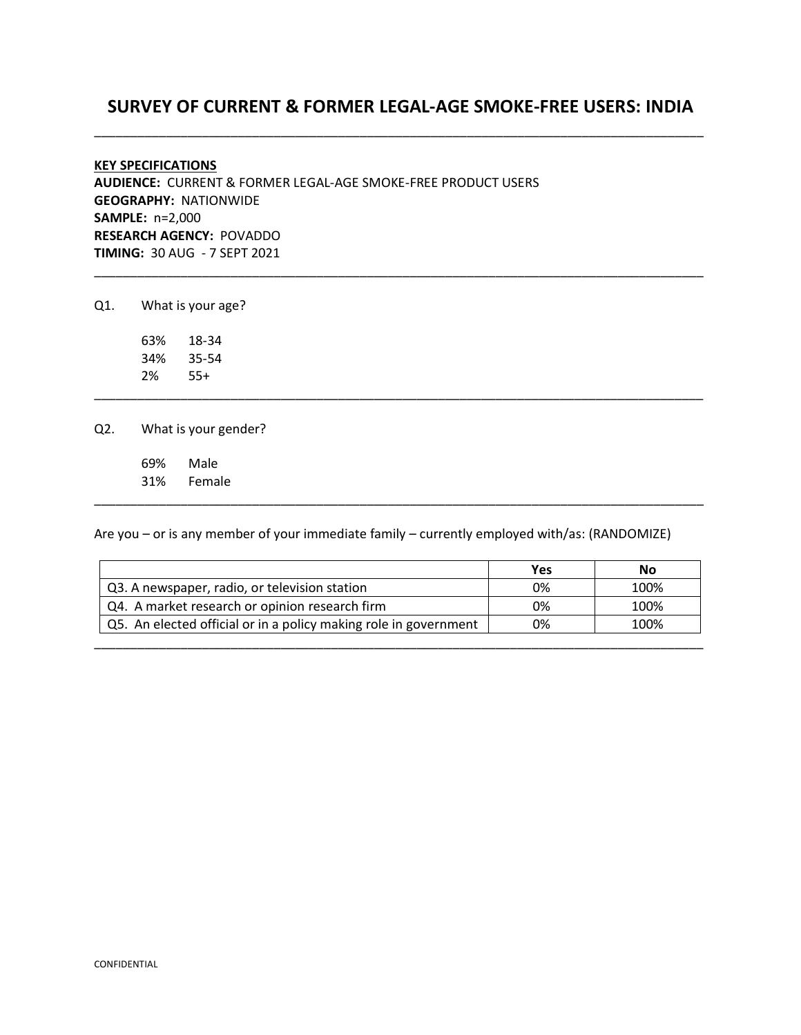# SURVEY OF CURRENT & FORMER LEGAL-AGE SMOKE-FREE USERS: INDIA

---

**KEY SPECIFICATIONS**
**AUDIENCE:** CURRENT & FORMER LEGAL-AGE SMOKE-FREE PRODUCT USERS
**GEOGRAPHY:** NATIONWIDE
**SAMPLE:** n=2,000
**RESEARCH AGENCY:** POVADDO
**TIMING:** 30 AUG - 7 SEPT 2021

---

Q1. What is your age?

63% 18-34
34% 35-54
2% 55+

---

Q2. What is your gender?

69% Male
31% Female

---

Are you – or is any member of your immediate family – currently employed with/as: (RANDOMIZE)

| | Yes | No |
|---|---|---|
| Q3. A newspaper, radio, or television station | 0% | 100% |
| Q4. A market research or opinion research firm | 0% | 100% |
| Q5. An elected official or in a policy making role in government | 0% | 100% |

---

CONFIDENTIAL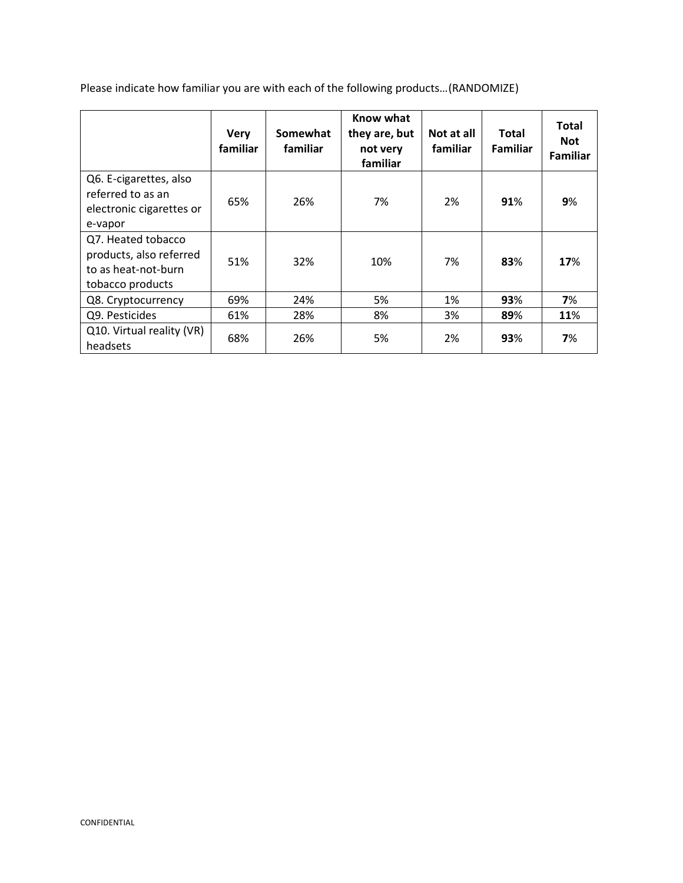Please indicate how familiar you are with each of the following products…(RANDOMIZE)

| | **Very familiar** | **Somewhat familiar** | **Know what they are, but not very familiar** | **Not at all familiar** | **Total Familiar** | **Total Not Familiar** |
|---|---|---|---|---|---|---|
| Q6. E-cigarettes, also referred to as an electronic cigarettes or e-vapor | 65% | 26% | 7% | 2% | **91**% | **9**% |
| Q7. Heated tobacco products, also referred to as heat-not-burn tobacco products | 51% | 32% | 10% | 7% | **83**% | **17**% |
| Q8. Cryptocurrency | 69% | 24% | 5% | 1% | **93**% | **7**% |
| Q9. Pesticides | 61% | 28% | 8% | 3% | **89**% | **11**% |
| Q10. Virtual reality (VR) headsets | 68% | 26% | 5% | 2% | **93**% | **7**% |

CONFIDENTIAL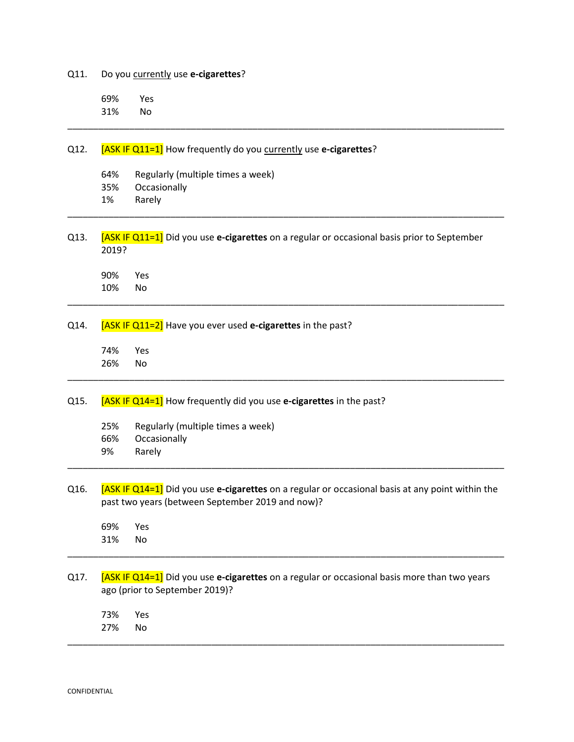Q11. Do you currently use **e-cigarettes**?

69% Yes
31% No

---

Q12. [ASK IF Q11=1] How frequently do you currently use **e-cigarettes**?

64% Regularly (multiple times a week)
35% Occasionally
1% Rarely

---

Q13. [ASK IF Q11=1] Did you use **e-cigarettes** on a regular or occasional basis prior to September 2019?

90% Yes
10% No

---

Q14. [ASK IF Q11=2] Have you ever used **e-cigarettes** in the past?

74% Yes
26% No

---

Q15. [ASK IF Q14=1] How frequently did you use **e-cigarettes** in the past?

25% Regularly (multiple times a week)
66% Occasionally
9% Rarely

---

Q16. [ASK IF Q14=1] Did you use **e-cigarettes** on a regular or occasional basis at any point within the past two years (between September 2019 and now)?

69% Yes
31% No

---

Q17. [ASK IF Q14=1] Did you use **e-cigarettes** on a regular or occasional basis more than two years ago (prior to September 2019)?

73% Yes
27% No

---

CONFIDENTIAL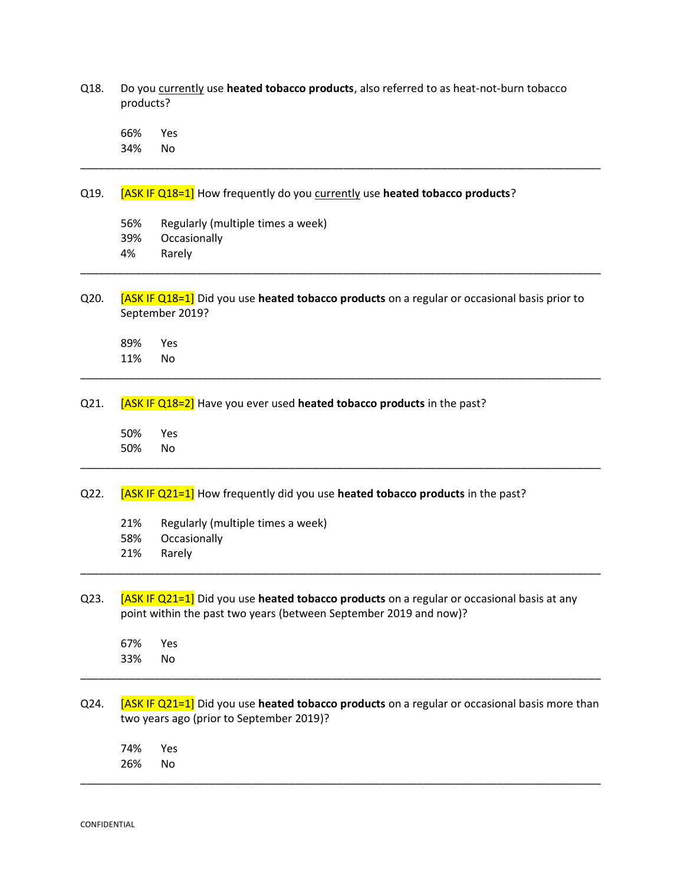Q18. Do you currently use **heated tobacco products**, also referred to as heat-not-burn tobacco products?

66% Yes
34% No

---

Q19. [ASK IF Q18=1] How frequently do you currently use **heated tobacco products**?

56% Regularly (multiple times a week)
39% Occasionally
4% Rarely

---

Q20. [ASK IF Q18=1] Did you use **heated tobacco products** on a regular or occasional basis prior to September 2019?

89% Yes
11% No

---

Q21. [ASK IF Q18=2] Have you ever used **heated tobacco products** in the past?

50% Yes
50% No

---

Q22. [ASK IF Q21=1] How frequently did you use **heated tobacco products** in the past?

21% Regularly (multiple times a week)
58% Occasionally
21% Rarely

---

Q23. [ASK IF Q21=1] Did you use **heated tobacco products** on a regular or occasional basis at any point within the past two years (between September 2019 and now)?

67% Yes
33% No

---

Q24. [ASK IF Q21=1] Did you use **heated tobacco products** on a regular or occasional basis more than two years ago (prior to September 2019)?

74% Yes
26% No

---

CONFIDENTIAL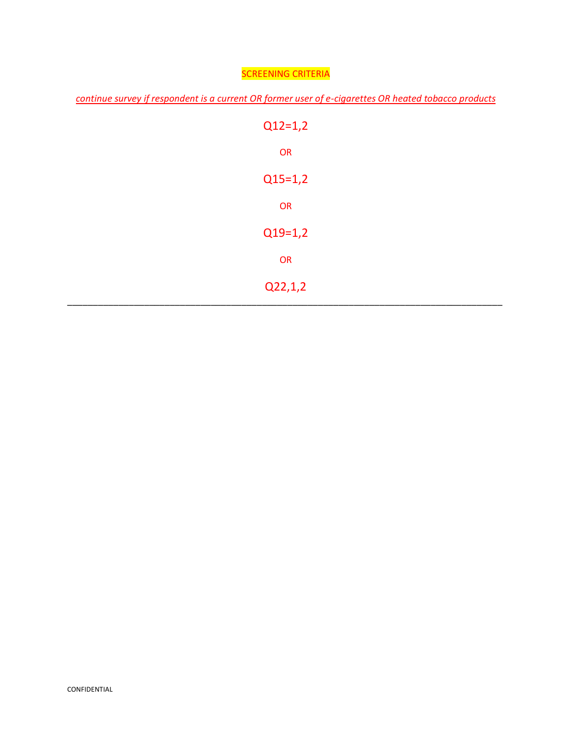SCREENING CRITERIA

*continue survey if respondent is a current OR former user of e-cigarettes OR heated tobacco products*

Q12=1,2

OR

Q15=1,2

OR

Q19=1,2

OR

Q22,1,2

---

CONFIDENTIAL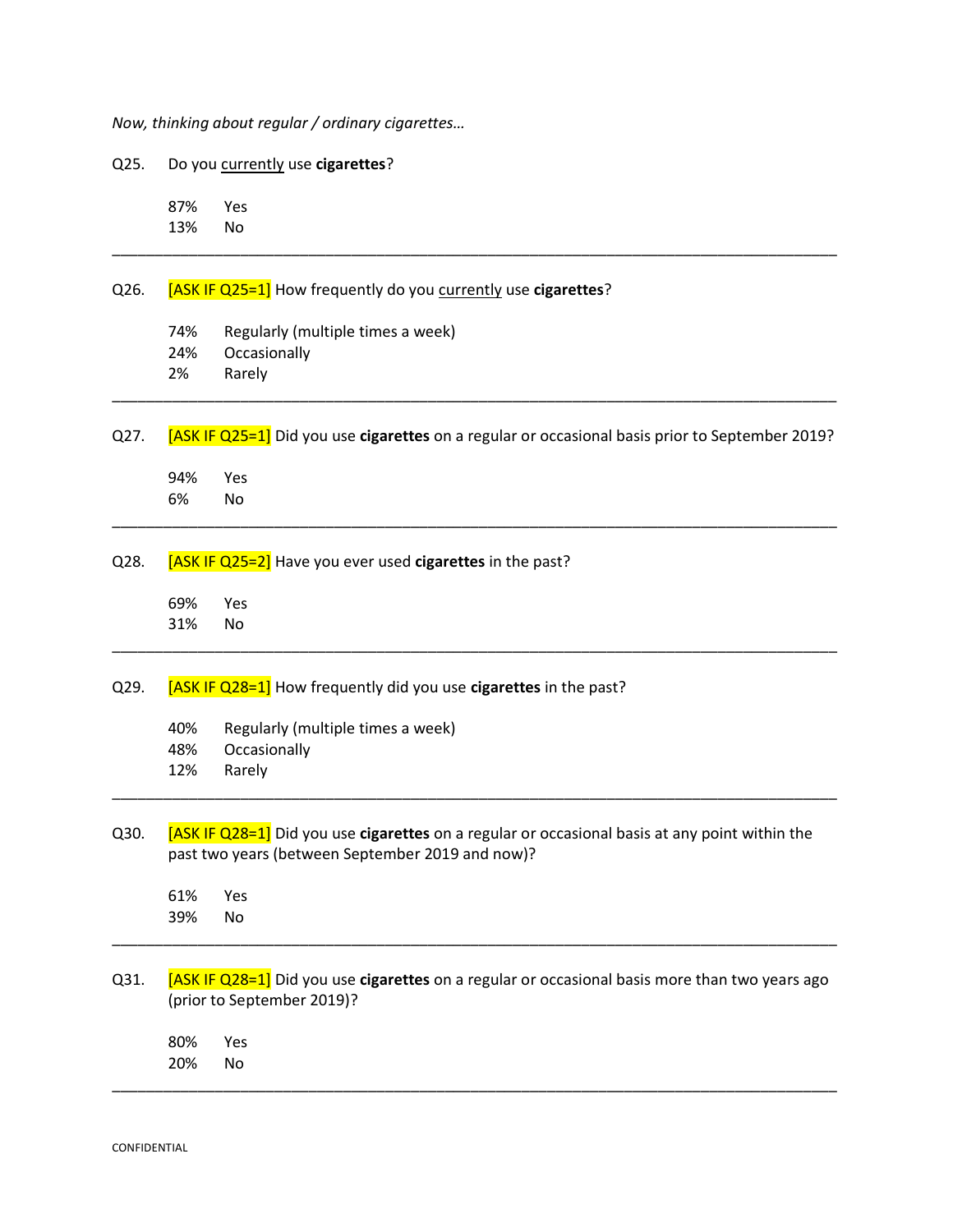*Now, thinking about regular / ordinary cigarettes…*

Q25. Do you currently use **cigarettes**?

87% Yes
13% No

---

Q26. [ASK IF Q25=1] How frequently do you currently use **cigarettes**?

74% Regularly (multiple times a week)
24% Occasionally
2% Rarely

---

Q27. [ASK IF Q25=1] Did you use **cigarettes** on a regular or occasional basis prior to September 2019?

94% Yes
6% No

---

Q28. [ASK IF Q25=2] Have you ever used **cigarettes** in the past?

69% Yes
31% No

---

Q29. [ASK IF Q28=1] How frequently did you use **cigarettes** in the past?

40% Regularly (multiple times a week)
48% Occasionally
12% Rarely

---

Q30. [ASK IF Q28=1] Did you use **cigarettes** on a regular or occasional basis at any point within the past two years (between September 2019 and now)?

61% Yes
39% No

---

Q31. [ASK IF Q28=1] Did you use **cigarettes** on a regular or occasional basis more than two years ago (prior to September 2019)?

80% Yes
20% No

---

CONFIDENTIAL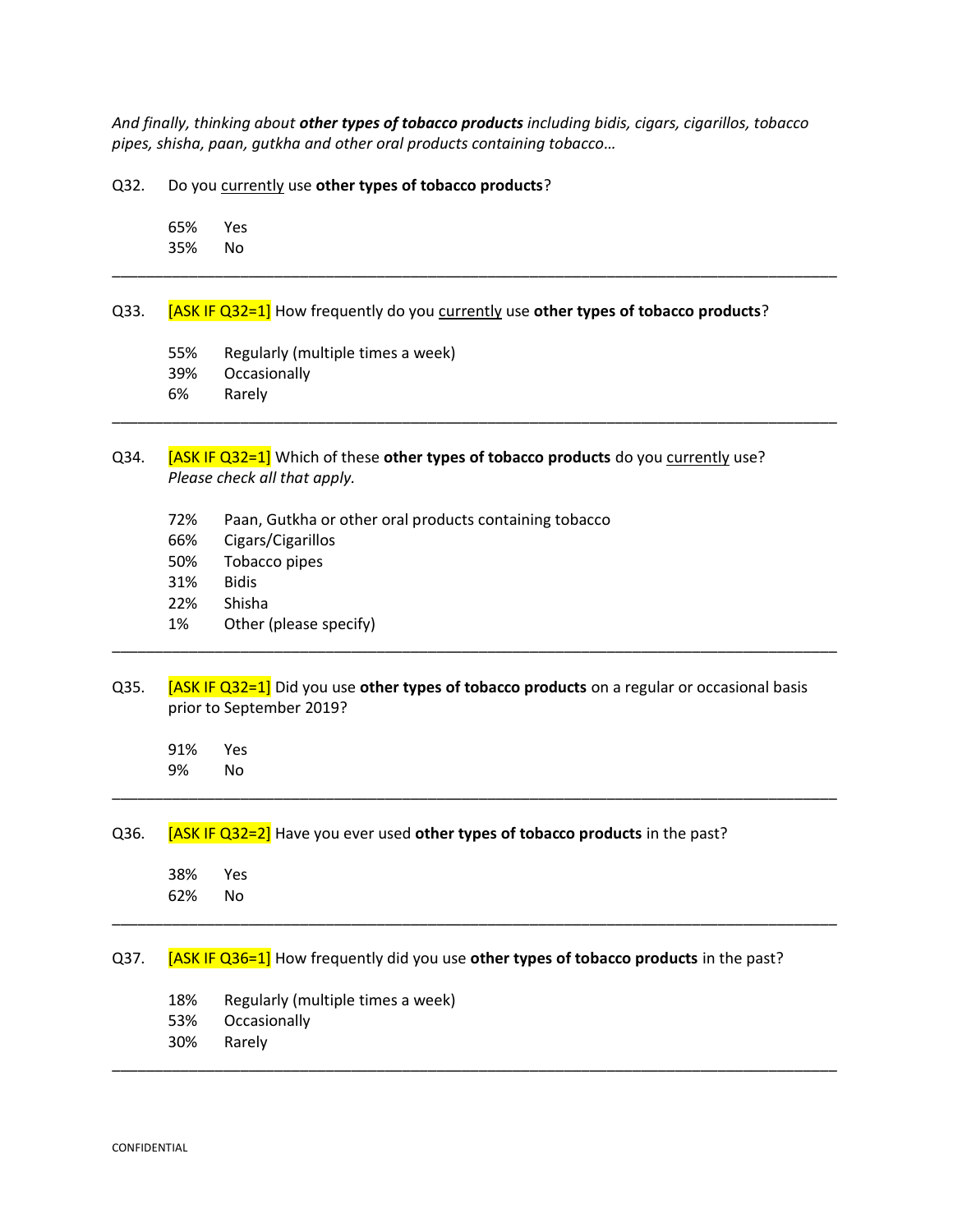*And finally, thinking about* ***other types of tobacco products*** *including bidis, cigars, cigarillos, tobacco pipes, shisha, paan, gutkha and other oral products containing tobacco…*

Q32. Do you currently use **other types of tobacco products**?

- 65% Yes
- 35% No

---

Q33. [ASK IF Q32=1] How frequently do you currently use **other types of tobacco products**?

- 55% Regularly (multiple times a week)
- 39% Occasionally
- 6% Rarely

---

Q34. [ASK IF Q32=1] Which of these **other types of tobacco products** do you currently use? *Please check all that apply.*

- 72% Paan, Gutkha or other oral products containing tobacco
- 66% Cigars/Cigarillos
- 50% Tobacco pipes
- 31% Bidis
- 22% Shisha
- 1% Other (please specify)

---

Q35. [ASK IF Q32=1] Did you use **other types of tobacco products** on a regular or occasional basis prior to September 2019?

- 91% Yes
- 9% No

---

Q36. [ASK IF Q32=2] Have you ever used **other types of tobacco products** in the past?

- 38% Yes
- 62% No

---

Q37. [ASK IF Q36=1] How frequently did you use **other types of tobacco products** in the past?

- 18% Regularly (multiple times a week)
- 53% Occasionally
- 30% Rarely

---

CONFIDENTIAL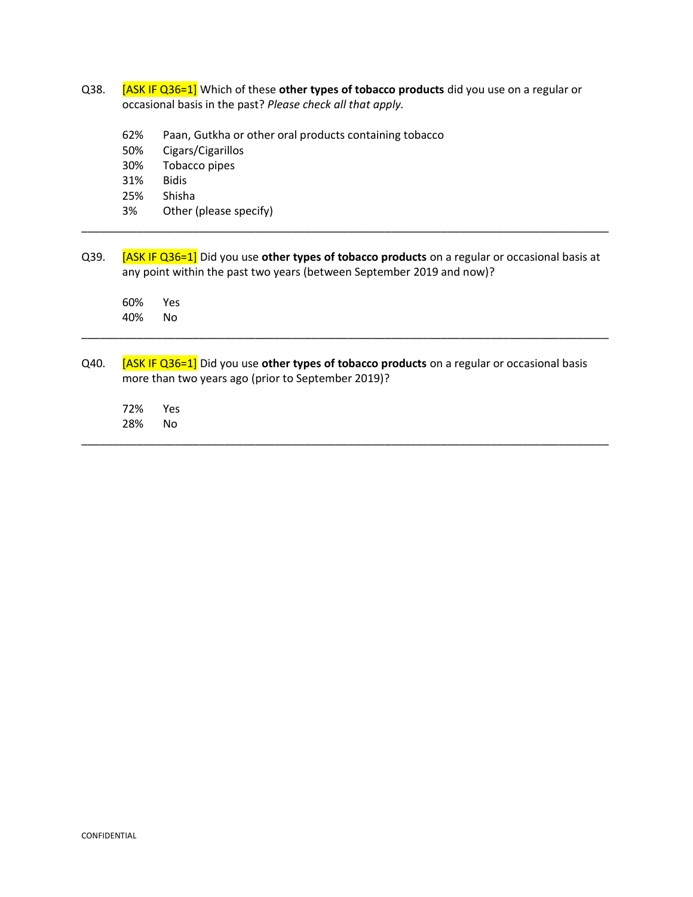Q38. [ASK IF Q36=1] Which of these **other types of tobacco products** did you use on a regular or occasional basis in the past? *Please check all that apply.*

62% Paan, Gutkha or other oral products containing tobacco
50% Cigars/Cigarillos
30% Tobacco pipes
31% Bidis
25% Shisha
3% Other (please specify)

---

Q39. [ASK IF Q36=1] Did you use **other types of tobacco products** on a regular or occasional basis at any point within the past two years (between September 2019 and now)?

60% Yes
40% No

---

Q40. [ASK IF Q36=1] Did you use **other types of tobacco products** on a regular or occasional basis more than two years ago (prior to September 2019)?

72% Yes
28% No

---

CONFIDENTIAL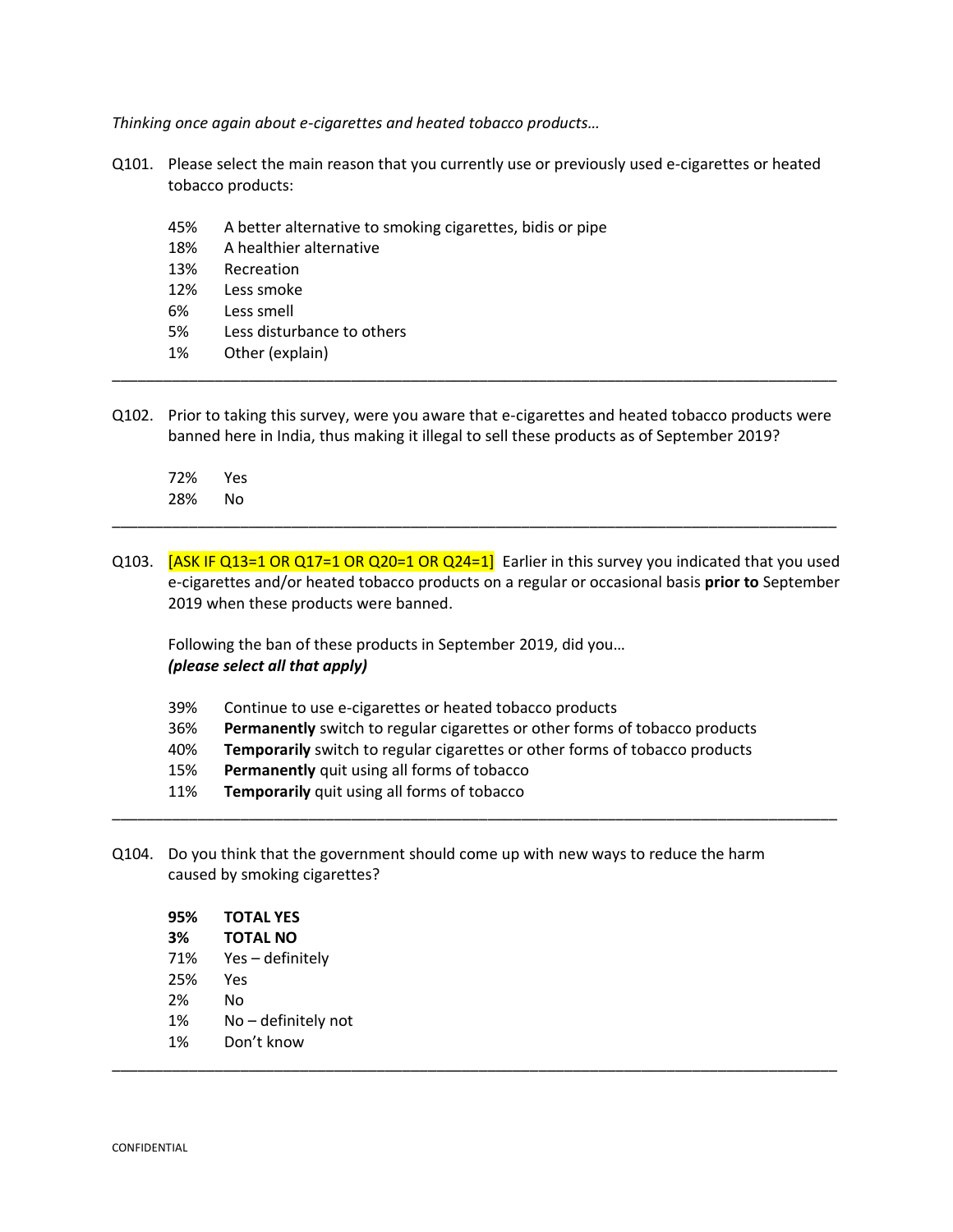*Thinking once again about e-cigarettes and heated tobacco products…*

Q101. Please select the main reason that you currently use or previously used e-cigarettes or heated tobacco products:

- 45% A better alternative to smoking cigarettes, bidis or pipe
- 18% A healthier alternative
- 13% Recreation
- 12% Less smoke
- 6% Less smell
- 5% Less disturbance to others
- 1% Other (explain)

---

Q102. Prior to taking this survey, were you aware that e-cigarettes and heated tobacco products were banned here in India, thus making it illegal to sell these products as of September 2019?

- 72% Yes
- 28% No

---

Q103. [ASK IF Q13=1 OR Q17=1 OR Q20=1 OR Q24=1] Earlier in this survey you indicated that you used e-cigarettes and/or heated tobacco products on a regular or occasional basis **prior to** September 2019 when these products were banned.

Following the ban of these products in September 2019, did you…
***(please select all that apply)***

- 39% Continue to use e-cigarettes or heated tobacco products
- 36% **Permanently** switch to regular cigarettes or other forms of tobacco products
- 40% **Temporarily** switch to regular cigarettes or other forms of tobacco products
- 15% **Permanently** quit using all forms of tobacco
- 11% **Temporarily** quit using all forms of tobacco

---

Q104. Do you think that the government should come up with new ways to reduce the harm caused by smoking cigarettes?

- **95% TOTAL YES**
- **3% TOTAL NO**
- 71% Yes – definitely
- 25% Yes
- 2% No
- 1% No – definitely not
- 1% Don't know

---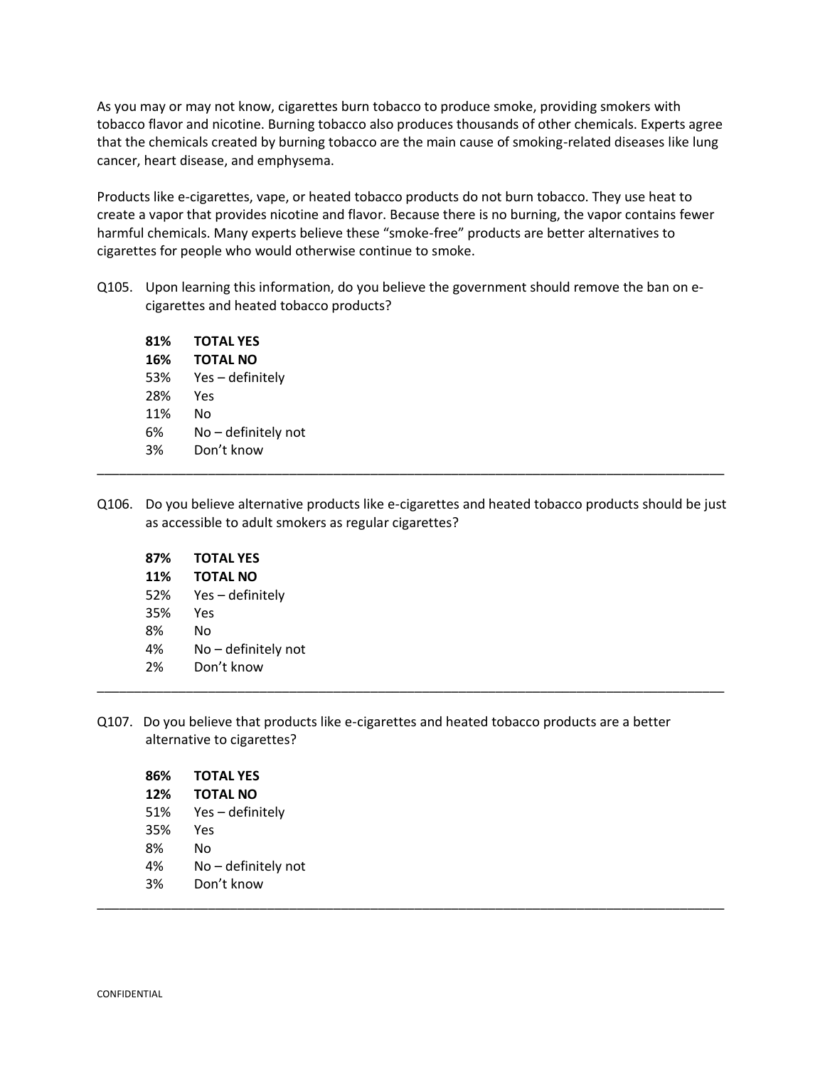As you may or may not know, cigarettes burn tobacco to produce smoke, providing smokers with tobacco flavor and nicotine. Burning tobacco also produces thousands of other chemicals. Experts agree that the chemicals created by burning tobacco are the main cause of smoking-related diseases like lung cancer, heart disease, and emphysema.

Products like e-cigarettes, vape, or heated tobacco products do not burn tobacco. They use heat to create a vapor that provides nicotine and flavor. Because there is no burning, the vapor contains fewer harmful chemicals. Many experts believe these "smoke-free" products are better alternatives to cigarettes for people who would otherwise continue to smoke.

Q105. Upon learning this information, do you believe the government should remove the ban on e-cigarettes and heated tobacco products?

**81%** **TOTAL YES**
**16%** **TOTAL NO**
53% Yes – definitely
28% Yes
11% No
6% No – definitely not
3% Don't know

---

Q106. Do you believe alternative products like e-cigarettes and heated tobacco products should be just as accessible to adult smokers as regular cigarettes?

**87%** **TOTAL YES**
**11%** **TOTAL NO**
52% Yes – definitely
35% Yes
8% No
4% No – definitely not
2% Don't know

---

Q107. Do you believe that products like e-cigarettes and heated tobacco products are a better alternative to cigarettes?

**86%** **TOTAL YES**
**12%** **TOTAL NO**
51% Yes – definitely
35% Yes
8% No
4% No – definitely not
3% Don't know

---

CONFIDENTIAL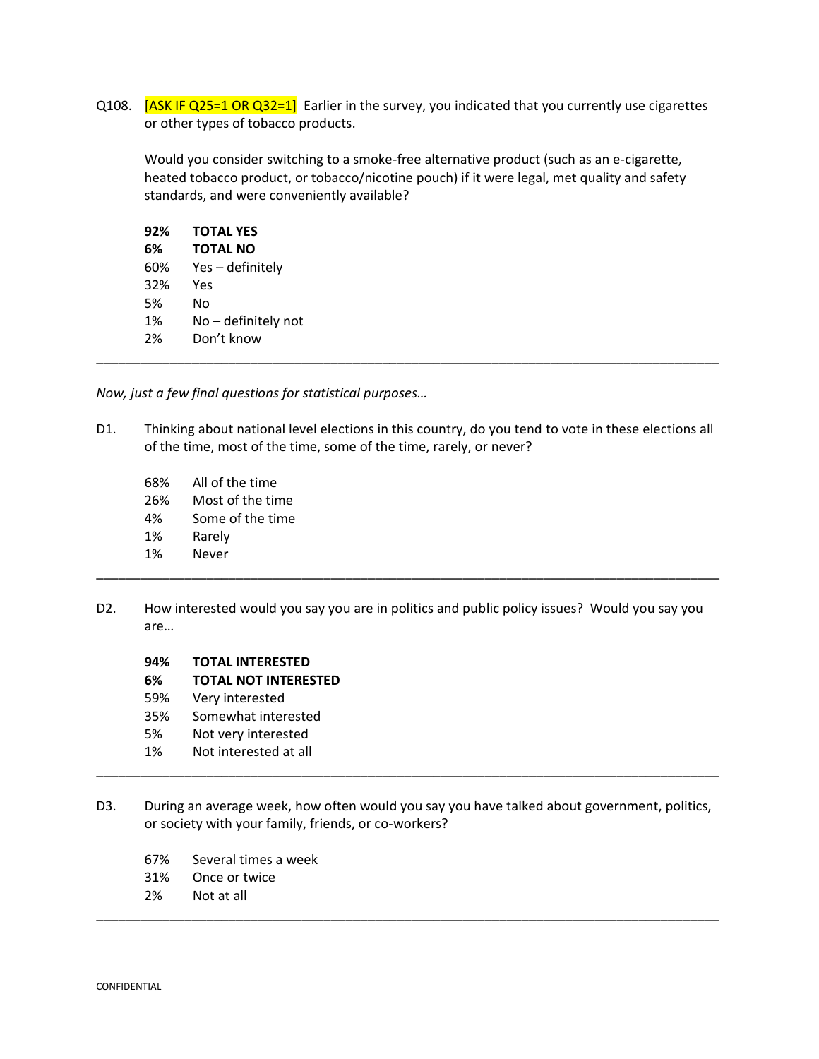Q108. [ASK IF Q25=1 OR Q32=1] Earlier in the survey, you indicated that you currently use cigarettes or other types of tobacco products.

Would you consider switching to a smoke-free alternative product (such as an e-cigarette, heated tobacco product, or tobacco/nicotine pouch) if it were legal, met quality and safety standards, and were conveniently available?

**92%** **TOTAL YES**
**6%** **TOTAL NO**
60% Yes – definitely
32% Yes
5% No
1% No – definitely not
2% Don't know

---

*Now, just a few final questions for statistical purposes…*

D1. Thinking about national level elections in this country, do you tend to vote in these elections all of the time, most of the time, some of the time, rarely, or never?

68% All of the time
26% Most of the time
4% Some of the time
1% Rarely
1% Never

---

D2. How interested would you say you are in politics and public policy issues? Would you say you are…

**94%** **TOTAL INTERESTED**
**6%** **TOTAL NOT INTERESTED**
59% Very interested
35% Somewhat interested
5% Not very interested
1% Not interested at all

---

D3. During an average week, how often would you say you have talked about government, politics, or society with your family, friends, or co-workers?

67% Several times a week
31% Once or twice
2% Not at all

---

CONFIDENTIAL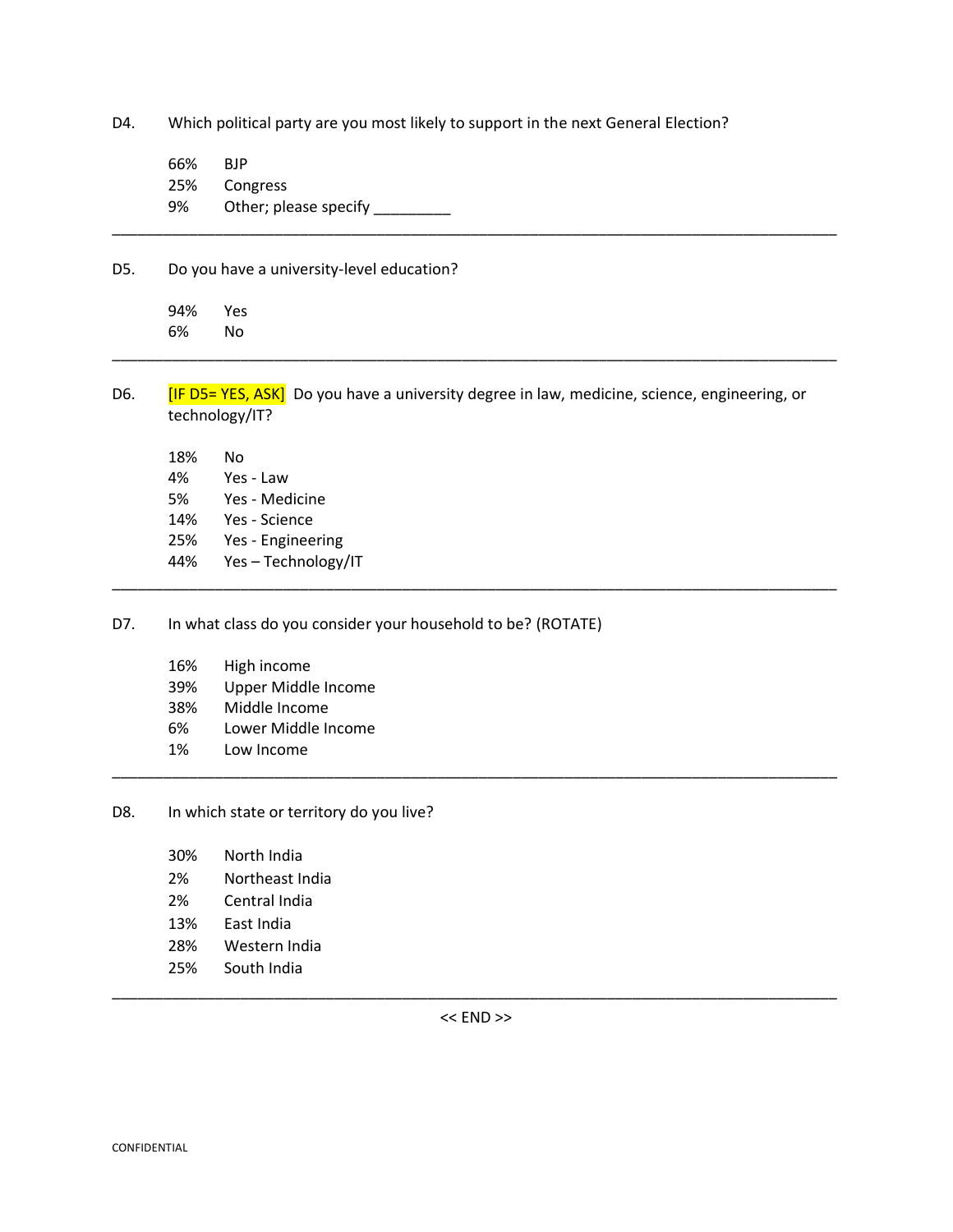D4. Which political party are you most likely to support in the next General Election?

66% BJP
25% Congress
9% Other; please specify _________

---

D5. Do you have a university-level education?

94% Yes
6% No

---

D6. [IF D5= YES, ASK] Do you have a university degree in law, medicine, science, engineering, or technology/IT?

18% No
4% Yes - Law
5% Yes - Medicine
14% Yes - Science
25% Yes - Engineering
44% Yes – Technology/IT

---

D7. In what class do you consider your household to be? (ROTATE)

16% High income
39% Upper Middle Income
38% Middle Income
6% Lower Middle Income
1% Low Income

---

D8. In which state or territory do you live?

30% North India
2% Northeast India
2% Central India
13% East India
28% Western India
25% South India

---

<< END >>

CONFIDENTIAL